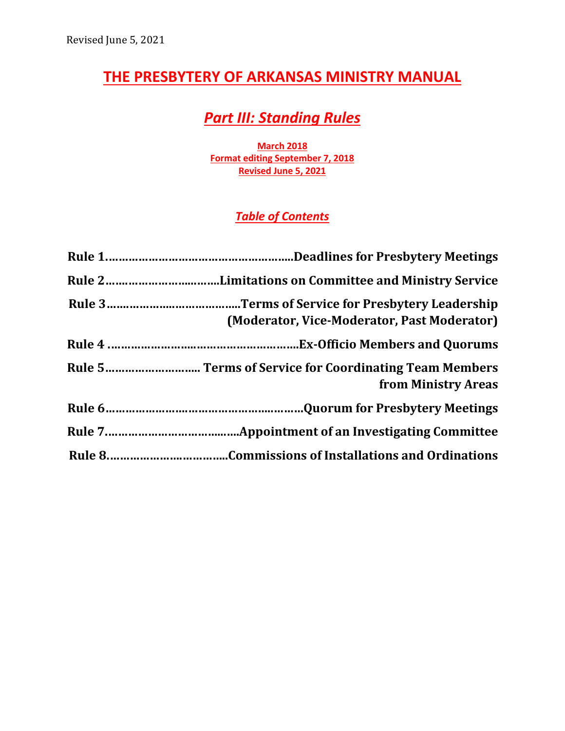Revised June 5, 2021

# THE PRESBYTERY OF ARKANSAS MINISTRY MANUAL

## *Part III: Standing Rules*

**March 2018**
**Format editing September 7, 2018**
**Revised June 5, 2021**

### *Table of Contents*

**Rule 1……………………………………………….Deadlines for Presbytery Meetings**

**Rule 2……………………………Limitations on Committee and Ministry Service**

**Rule 3…………………………………Terms of Service for Presbytery Leadership (Moderator, Vice-Moderator, Past Moderator)**

**Rule 4 ………………………………………………….Ex-Officio Members and Quorums**

**Rule 5……………………… Terms of Service for Coordinating Team Members from Ministry Areas**

**Rule 6…………………………………………………Quorum for Presbytery Meetings**

**Rule 7…………………………………Appointment of an Investigating Committee**

**Rule 8………………………………Commissions of Installations and Ordinations**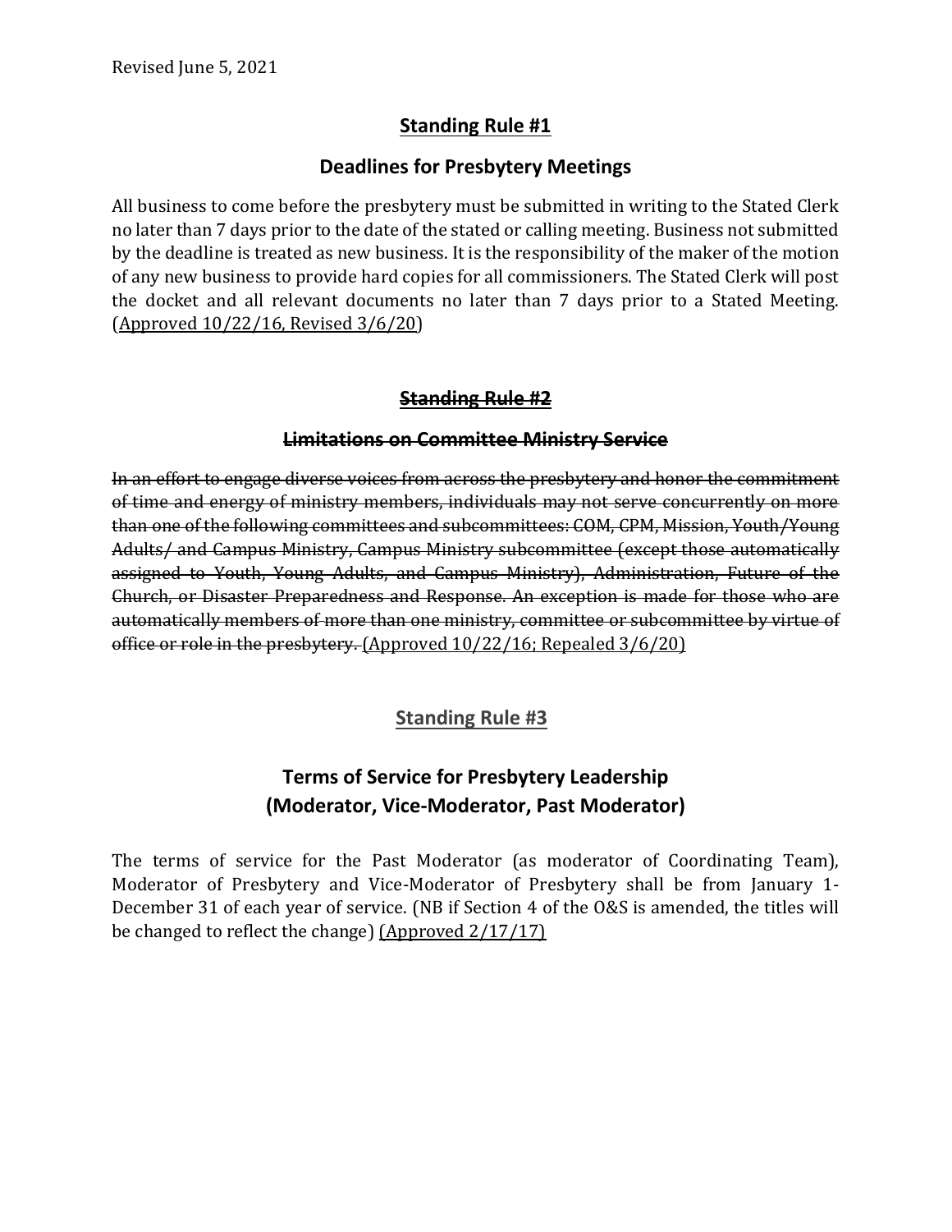Revised June 5, 2021

## Standing Rule #1

### Deadlines for Presbytery Meetings

All business to come before the presbytery must be submitted in writing to the Stated Clerk no later than 7 days prior to the date of the stated or calling meeting. Business not submitted by the deadline is treated as new business. It is the responsibility of the maker of the motion of any new business to provide hard copies for all commissioners. The Stated Clerk will post the docket and all relevant documents no later than 7 days prior to a Stated Meeting. (Approved 10/22/16, Revised 3/6/20)

## ~~Standing Rule #2~~

### ~~Limitations on Committee Ministry Service~~

~~In an effort to engage diverse voices from across the presbytery and honor the commitment of time and energy of ministry members, individuals may not serve concurrently on more than one of the following committees and subcommittees: COM, CPM, Mission, Youth/Young Adults/ and Campus Ministry, Campus Ministry subcommittee (except those automatically assigned to Youth, Young Adults, and Campus Ministry), Administration, Future of the Church, or Disaster Preparedness and Response. An exception is made for those who are automatically members of more than one ministry, committee or subcommittee by virtue of office or role in the presbytery.~~ (Approved 10/22/16; Repealed 3/6/20)

## Standing Rule #3

### Terms of Service for Presbytery Leadership (Moderator, Vice-Moderator, Past Moderator)

The terms of service for the Past Moderator (as moderator of Coordinating Team), Moderator of Presbytery and Vice-Moderator of Presbytery shall be from January 1-December 31 of each year of service. (NB if Section 4 of the O&S is amended, the titles will be changed to reflect the change) (Approved 2/17/17)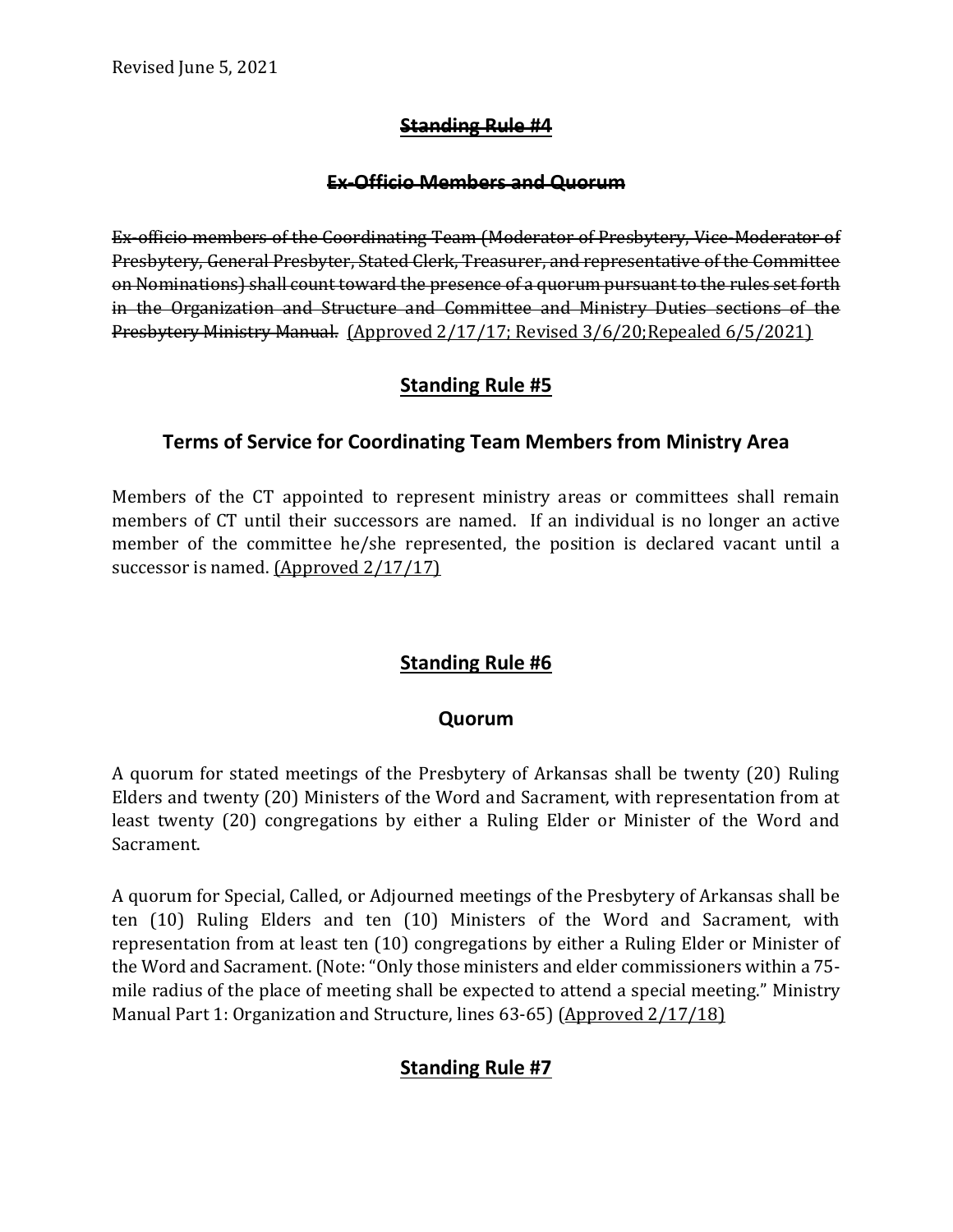Revised June 5, 2021

## ~~Standing Rule #4~~

### ~~Ex-Officio Members and Quorum~~

~~Ex-officio members of the Coordinating Team (Moderator of Presbytery, Vice-Moderator of Presbytery, General Presbyter, Stated Clerk, Treasurer, and representative of the Committee on Nominations) shall count toward the presence of a quorum pursuant to the rules set forth in the Organization and Structure and Committee and Ministry Duties sections of the Presbytery Ministry Manual.~~ (Approved 2/17/17; Revised 3/6/20;Repealed 6/5/2021)

## Standing Rule #5

### Terms of Service for Coordinating Team Members from Ministry Area

Members of the CT appointed to represent ministry areas or committees shall remain members of CT until their successors are named. If an individual is no longer an active member of the committee he/she represented, the position is declared vacant until a successor is named. (Approved 2/17/17)

## Standing Rule #6

### Quorum

A quorum for stated meetings of the Presbytery of Arkansas shall be twenty (20) Ruling Elders and twenty (20) Ministers of the Word and Sacrament, with representation from at least twenty (20) congregations by either a Ruling Elder or Minister of the Word and Sacrament.

A quorum for Special, Called, or Adjourned meetings of the Presbytery of Arkansas shall be ten (10) Ruling Elders and ten (10) Ministers of the Word and Sacrament, with representation from at least ten (10) congregations by either a Ruling Elder or Minister of the Word and Sacrament. (Note: "Only those ministers and elder commissioners within a 75-mile radius of the place of meeting shall be expected to attend a special meeting." Ministry Manual Part 1: Organization and Structure, lines 63-65) (Approved 2/17/18)

## Standing Rule #7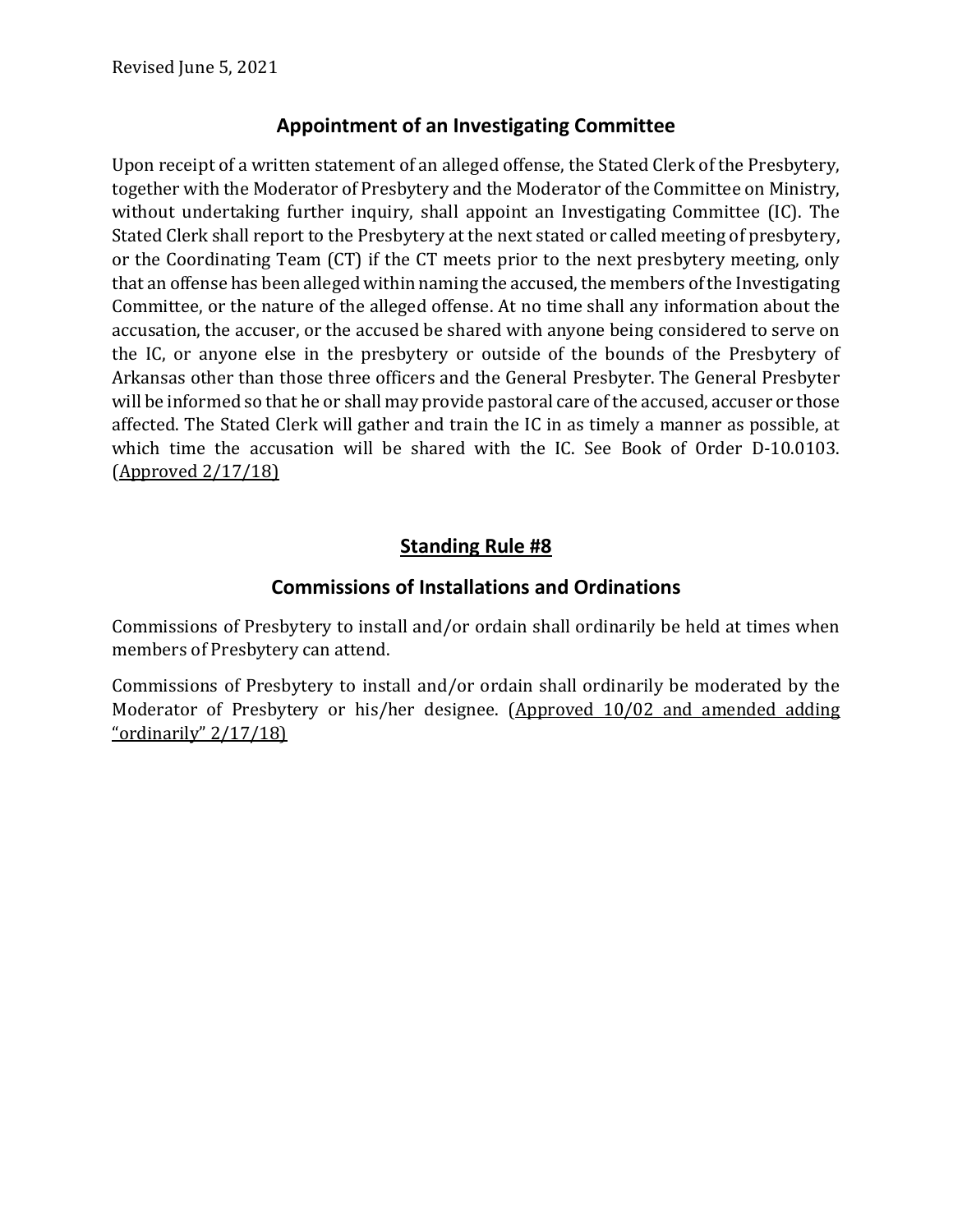Revised June 5, 2021

## Appointment of an Investigating Committee

Upon receipt of a written statement of an alleged offense, the Stated Clerk of the Presbytery, together with the Moderator of Presbytery and the Moderator of the Committee on Ministry, without undertaking further inquiry, shall appoint an Investigating Committee (IC). The Stated Clerk shall report to the Presbytery at the next stated or called meeting of presbytery, or the Coordinating Team (CT) if the CT meets prior to the next presbytery meeting, only that an offense has been alleged within naming the accused, the members of the Investigating Committee, or the nature of the alleged offense. At no time shall any information about the accusation, the accuser, or the accused be shared with anyone being considered to serve on the IC, or anyone else in the presbytery or outside of the bounds of the Presbytery of Arkansas other than those three officers and the General Presbyter. The General Presbyter will be informed so that he or shall may provide pastoral care of the accused, accuser or those affected. The Stated Clerk will gather and train the IC in as timely a manner as possible, at which time the accusation will be shared with the IC. See Book of Order D-10.0103. (Approved 2/17/18)

## Standing Rule #8

## Commissions of Installations and Ordinations

Commissions of Presbytery to install and/or ordain shall ordinarily be held at times when members of Presbytery can attend.

Commissions of Presbytery to install and/or ordain shall ordinarily be moderated by the Moderator of Presbytery or his/her designee. (Approved 10/02 and amended adding "ordinarily" 2/17/18)